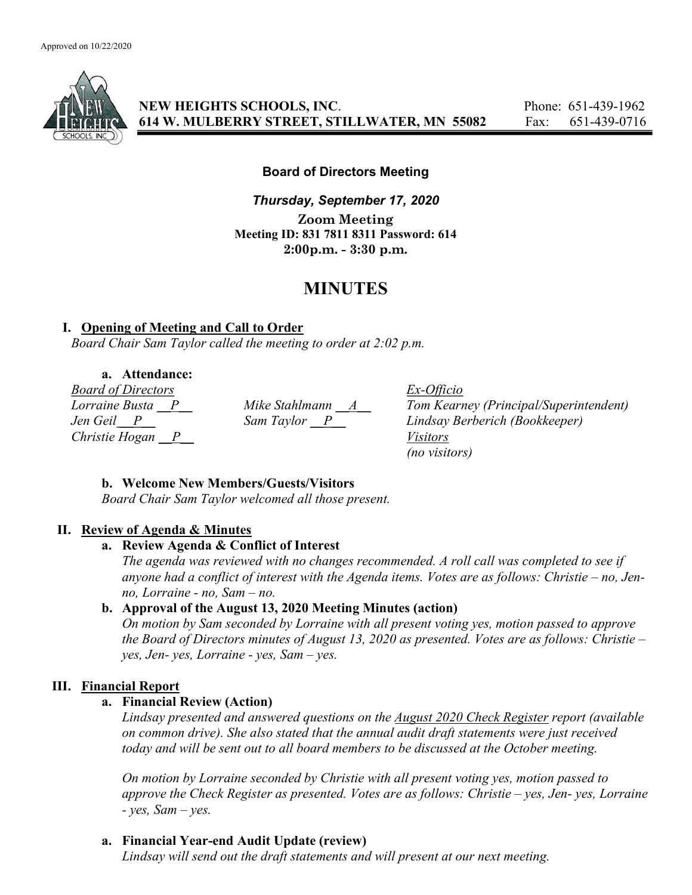Approved on 10/22/2020

**NEW HEIGHTS SCHOOLS, INC.**
**614 W. MULBERRY STREET, STILLWATER, MN 55082**

Phone: 651-439-1962
Fax: 651-439-0716

**Board of Directors Meeting**

***Thursday, September 17, 2020***

**Zoom Meeting**
**Meeting ID: 831 7811 8311 Password: 614**
**2:00p.m. - 3:30 p.m.**

# MINUTES

## I. Opening of Meeting and Call to Order

*Board Chair Sam Taylor called the meeting to order at 2:02 p.m.*

### a. Attendance:

| *Board of Directors* | | *Ex-Officio* |
|---|---|---|
| *Lorraine Busta __P__* | *Mike Stahlmann __A__* | *Tom Kearney (Principal/Superintendent)* |
| *Jen Geil __P__* | *Sam Taylor __P__* | *Lindsay Berberich (Bookkeeper)* |
| *Christie Hogan __P__* | | *Visitors* |
| | | *(no visitors)* |

### b. Welcome New Members/Guests/Visitors

*Board Chair Sam Taylor welcomed all those present.*

## II. Review of Agenda & Minutes

### a. Review Agenda & Conflict of Interest

*The agenda was reviewed with no changes recommended. A roll call was completed to see if anyone had a conflict of interest with the Agenda items. Votes are as follows: Christie – no, Jen- no, Lorraine - no, Sam – no.*

### b. Approval of the August 13, 2020 Meeting Minutes (action)

*On motion by Sam seconded by Lorraine with all present voting yes, motion passed to approve the Board of Directors minutes of August 13, 2020 as presented. Votes are as follows: Christie – yes, Jen- yes, Lorraine - yes, Sam – yes.*

## III. Financial Report

### a. Financial Review (Action)

*Lindsay presented and answered questions on the August 2020 Check Register report (available on common drive). She also stated that the annual audit draft statements were just received today and will be sent out to all board members to be discussed at the October meeting.*

*On motion by Lorraine seconded by Christie with all present voting yes, motion passed to approve the Check Register as presented. Votes are as follows: Christie – yes, Jen- yes, Lorraine - yes, Sam – yes.*

### a. Financial Year-end Audit Update (review)

*Lindsay will send out the draft statements and will present at our next meeting.*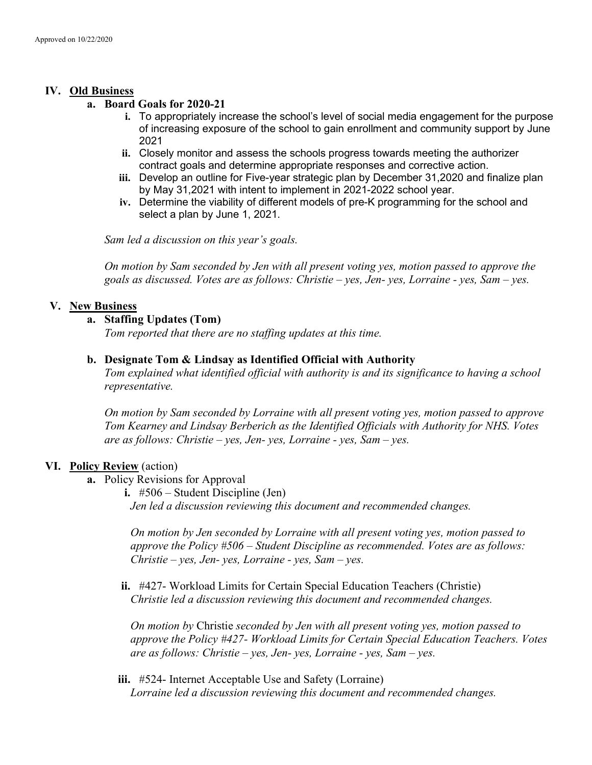Approved on 10/22/2020

## IV. Old Business

### a. Board Goals for 2020-21

   i. To appropriately increase the school's level of social media engagement for the purpose of increasing exposure of the school to gain enrollment and community support by June 2021
   ii. Closely monitor and assess the schools progress towards meeting the authorizer contract goals and determine appropriate responses and corrective action.
   iii. Develop an outline for Five-year strategic plan by December 31,2020 and finalize plan by May 31,2021 with intent to implement in 2021-2022 school year.
   iv. Determine the viability of different models of pre-K programming for the school and select a plan by June 1, 2021.

*Sam led a discussion on this year's goals.*

*On motion by Sam seconded by Jen with all present voting yes, motion passed to approve the goals as discussed. Votes are as follows: Christie – yes, Jen- yes, Lorraine - yes, Sam – yes.*

## V. New Business

### a. Staffing Updates (Tom)

*Tom reported that there are no staffing updates at this time.*

### b. Designate Tom & Lindsay as Identified Official with Authority

*Tom explained what identified official with authority is and its significance to having a school representative.*

*On motion by Sam seconded by Lorraine with all present voting yes, motion passed to approve Tom Kearney and Lindsay Berberich as the Identified Officials with Authority for NHS. Votes are as follows: Christie – yes, Jen- yes, Lorraine - yes, Sam – yes.*

## VI. Policy Review (action)

a. Policy Revisions for Approval

   i. #506 – Student Discipline (Jen)

   *Jen led a discussion reviewing this document and recommended changes.*

   *On motion by Jen seconded by Lorraine with all present voting yes, motion passed to approve the Policy #506 – Student Discipline as recommended. Votes are as follows: Christie – yes, Jen- yes, Lorraine - yes, Sam – yes.*

   ii. #427- Workload Limits for Certain Special Education Teachers (Christie)

   *Christie led a discussion reviewing this document and recommended changes.*

   *On motion by* Christie *seconded by Jen with all present voting yes, motion passed to approve the Policy #427- Workload Limits for Certain Special Education Teachers. Votes are as follows: Christie – yes, Jen- yes, Lorraine - yes, Sam – yes.*

   iii. #524- Internet Acceptable Use and Safety (Lorraine)

   *Lorraine led a discussion reviewing this document and recommended changes.*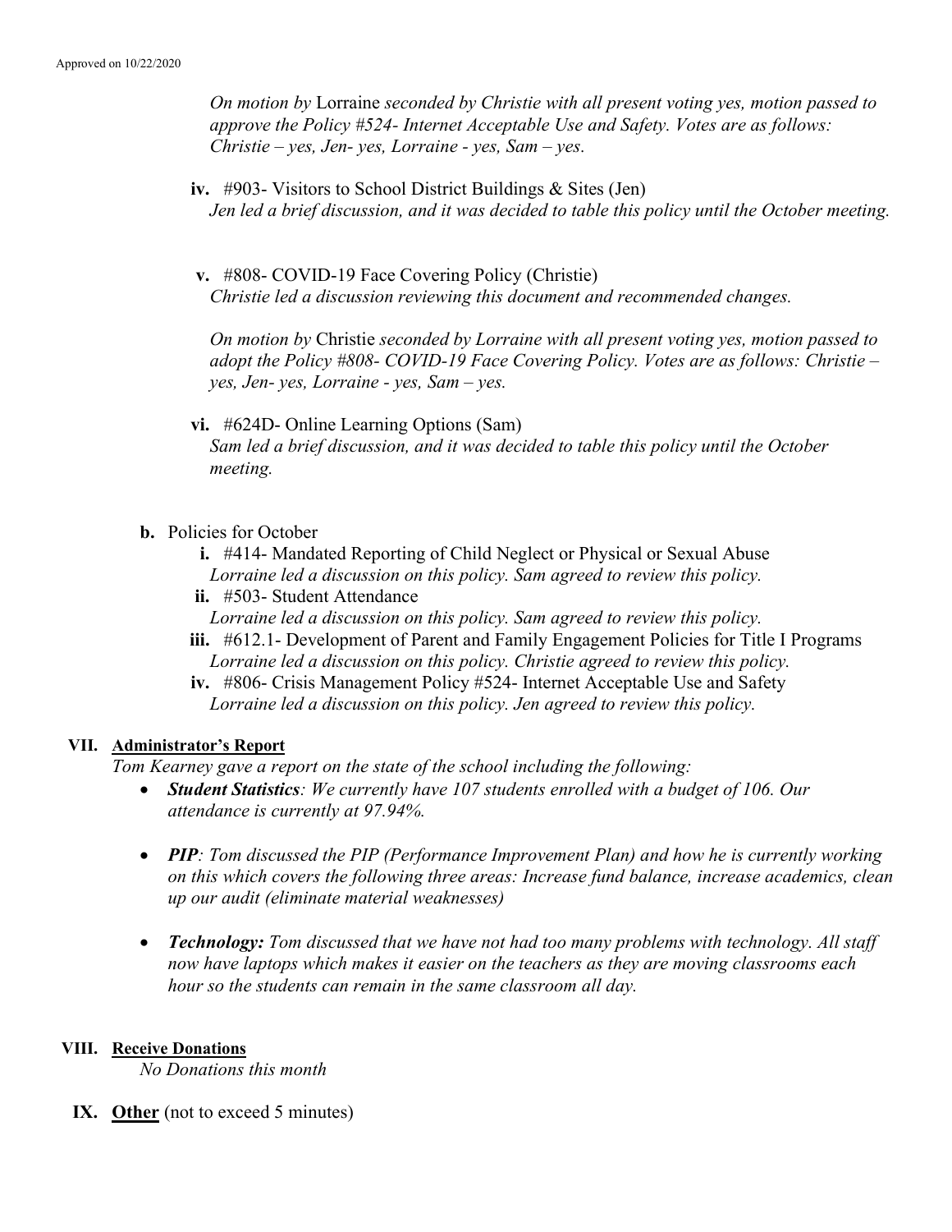*On motion by* Lorraine *seconded by Christie with all present voting yes, motion passed to approve the Policy #524- Internet Acceptable Use and Safety. Votes are as follows: Christie – yes, Jen- yes, Lorraine - yes, Sam – yes.*

iv. #903- Visitors to School District Buildings & Sites (Jen)
*Jen led a brief discussion, and it was decided to table this policy until the October meeting.*

v. #808- COVID-19 Face Covering Policy (Christie)
*Christie led a discussion reviewing this document and recommended changes.*

*On motion by* Christie *seconded by Lorraine with all present voting yes, motion passed to adopt the Policy #808- COVID-19 Face Covering Policy. Votes are as follows: Christie – yes, Jen- yes, Lorraine - yes, Sam – yes.*

vi. #624D- Online Learning Options (Sam)
*Sam led a brief discussion, and it was decided to table this policy until the October meeting.*

**b.** Policies for October

i. #414- Mandated Reporting of Child Neglect or Physical or Sexual Abuse
*Lorraine led a discussion on this policy. Sam agreed to review this policy.*

ii. #503- Student Attendance
*Lorraine led a discussion on this policy. Sam agreed to review this policy.*

iii. #612.1- Development of Parent and Family Engagement Policies for Title I Programs
*Lorraine led a discussion on this policy. Christie agreed to review this policy.*

iv. #806- Crisis Management Policy #524- Internet Acceptable Use and Safety
*Lorraine led a discussion on this policy. Jen agreed to review this policy.*

## VII. Administrator's Report

*Tom Kearney gave a report on the state of the school including the following:*

- ***Student Statistics****: We currently have 107 students enrolled with a budget of 106. Our attendance is currently at 97.94%.*
- ***PIP****: Tom discussed the PIP (Performance Improvement Plan) and how he is currently working on this which covers the following three areas: Increase fund balance, increase academics, clean up our audit (eliminate material weaknesses)*
- ***Technology:*** *Tom discussed that we have not had too many problems with technology. All staff now have laptops which makes it easier on the teachers as they are moving classrooms each hour so the students can remain in the same classroom all day.*

## VIII. Receive Donations

*No Donations this month*

## IX. Other (not to exceed 5 minutes)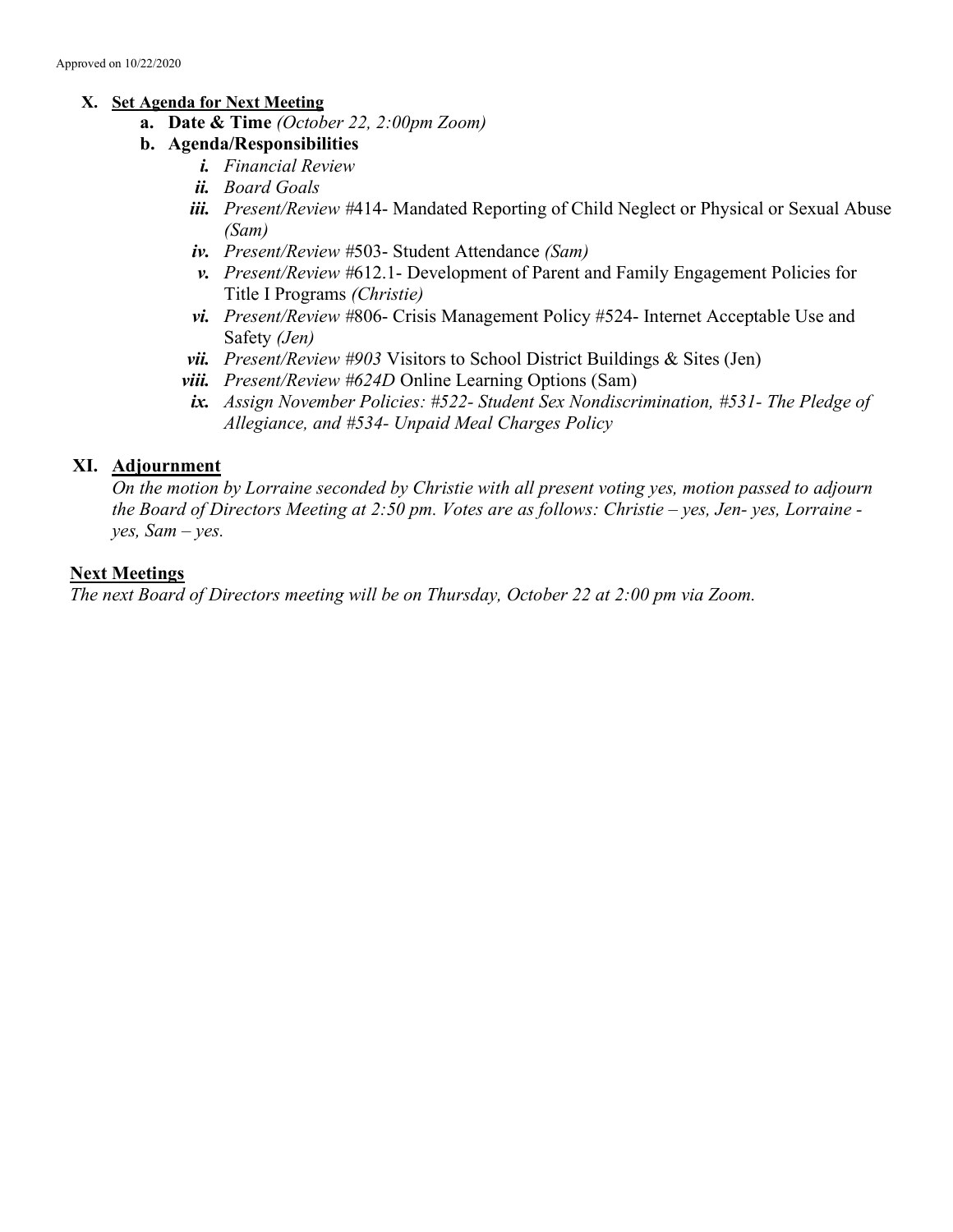X. **Set Agenda for Next Meeting**
   a. **Date & Time** *(October 22, 2:00pm Zoom)*
   b. **Agenda/Responsibilities**
      i. *Financial Review*
      ii. *Board Goals*
      iii. *Present/Review* #414- Mandated Reporting of Child Neglect or Physical or Sexual Abuse *(Sam)*
      iv. *Present/Review* #503- Student Attendance *(Sam)*
      v. *Present/Review* #612.1- Development of Parent and Family Engagement Policies for Title I Programs *(Christie)*
      vi. *Present/Review* #806- Crisis Management Policy #524- Internet Acceptable Use and Safety *(Jen)*
      vii. *Present/Review #903* Visitors to School District Buildings & Sites (Jen)
      viii. *Present/Review #624D* Online Learning Options (Sam)
      ix. *Assign November Policies: #522- Student Sex Nondiscrimination, #531- The Pledge of Allegiance, and #534- Unpaid Meal Charges Policy*

XI. **Adjournment**

*On the motion by Lorraine seconded by Christie with all present voting yes, motion passed to adjourn the Board of Directors Meeting at 2:50 pm. Votes are as follows: Christie – yes, Jen- yes, Lorraine - yes, Sam – yes.*

**Next Meetings**

*The next Board of Directors meeting will be on Thursday, October 22 at 2:00 pm via Zoom.*